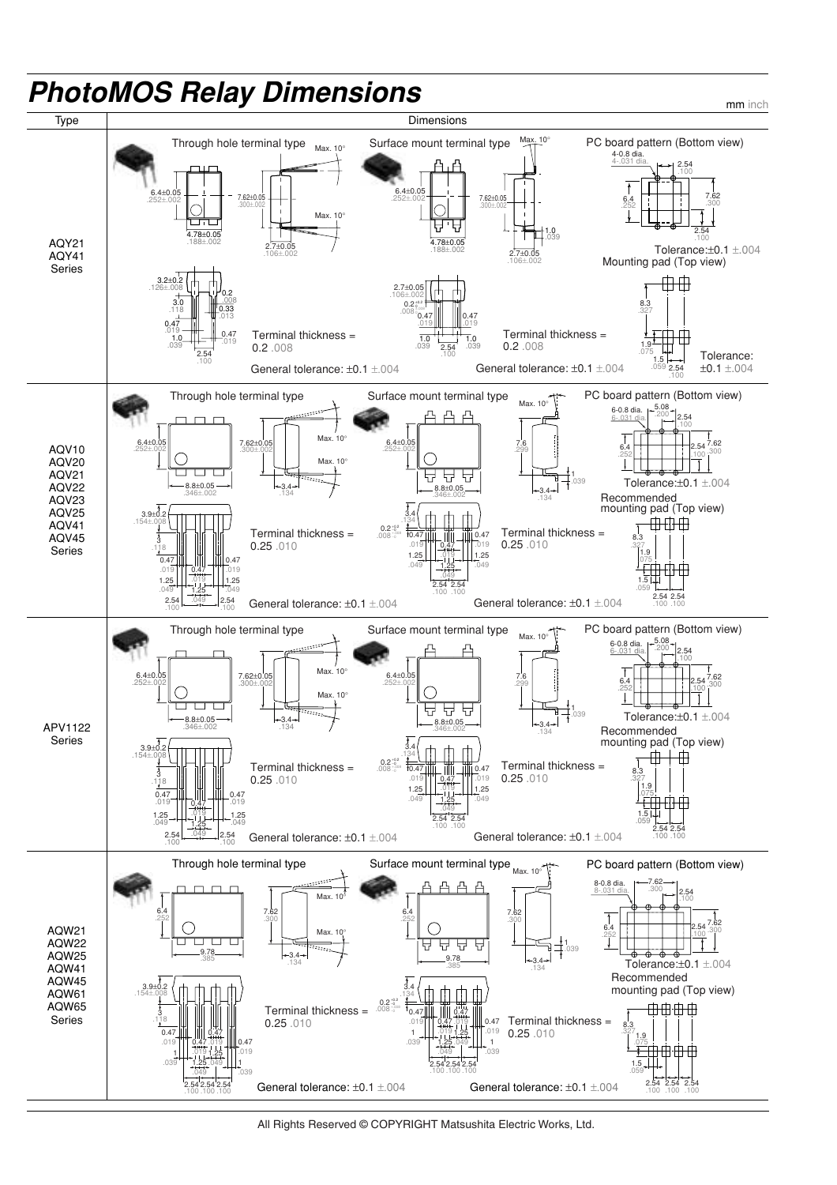# PhotoMOS Relay Dimensions

mm inch

| Type | Dimensions |
|---|---|
| AQY21<br>AQY41<br>Series | Through hole terminal type: 6.4±0.05 .252±.002; 7.62±0.05 .300±.002; Max. 10°; 4.78±0.05 .188±.002; 2.7±0.05 .106±.002; 3.2±0.2 .126±.008; 3.0 .118; 0.2 .008; 0.33 .013; 0.47 .019; 1.0 .039; 2.54 .100. Terminal thickness = 0.2 .008. General tolerance: ±0.1 ±.004<br><br>Surface mount terminal type: Max. 10°; 6.4±0.05 .252±.002; 7.62±0.05 .300±.002; 4.78±0.05 .188±.002; 2.7±0.05 .106±.002; 1.0 .039; 0.2 .008; 0.47 .019; 2.54 .100. Terminal thickness = 0.2 .008. General tolerance: ±0.1 ±.004<br><br>PC board pattern (Bottom view): 4-0.8 dia. 4-.031 dia.; 2.54 .100; 6.4 .252; 7.62 .300. Tolerance:±0.1 ±.004<br><br>Mounting pad (Top view): 8.3 .327; 1.9 .075; 1.5 .059; 2.54 .100. Tolerance: ±0.1 ±.004 |
| AQV10<br>AQV20<br>AQV21<br>AQV22<br>AQV23<br>AQV25<br>AQV41<br>AQV45<br>Series | Through hole terminal type: 6.4±0.05 .252±.002; 7.62±0.05 .300±.002; Max. 10°; 8.8±0.05 .346±.002; 3.4 .134; 3.9±0.2 .154±.008; 3 .118; 0.47 .019; 1.25 .049; 2.54 .100. Terminal thickness = 0.25 .010. General tolerance: ±0.1 ±.004<br><br>Surface mount terminal type: Max. 10°; 6.4±0.05 .252±.002; 7.6 .299; 8.8±0.05 .346±.002; 1 .039; 3.4 .134; 0.2 .008; 0.47 .019; 1.25 .049; 2.54 .100. Terminal thickness = 0.25 .010. General tolerance: ±0.1 ±.004<br><br>PC board pattern (Bottom view): 6-0.8 dia. 6-.031 dia.; 5.08 .200; 2.54 .100; 6.4 .252; 7.62 .300. Tolerance:±0.1 ±.004<br><br>Recommended mounting pad (Top view): 8.3 .327; 1.9 .075; 1.5 .059; 2.54 .100 |
| APV1122<br>Series | Through hole terminal type: 6.4±0.05 .252±.002; 7.62±0.05 .300±.002; Max. 10°; 8.8±0.05 .346±.002; 3.4 .134; 3.9±0.2 .154±.008; 3 .118; 0.47 .019; 1.25 .049; 2.54 .100. Terminal thickness = 0.25 .010. General tolerance: ±0.1 ±.004<br><br>Surface mount terminal type: Max. 10°; 6.4±0.05 .252±.002; 7.6 .299; 8.8±0.05 .346±.002; 1 .039; 3.4 .134; 0.2 .008; 0.47 .019; 1.25 .049; 2.54 .100. Terminal thickness = 0.25 .010. General tolerance: ±0.1 ±.004<br><br>PC board pattern (Bottom view): 6-0.8 dia. 6-.031 dia.; 5.08 .200; 2.54 .100; 6.4 .252; 7.62 .300. Tolerance:±0.1 ±.004<br><br>Recommended mounting pad (Top view): 8.3 .327; 1.9 .075; 1.5 .059; 2.54 .100 |
| AQW21<br>AQW22<br>AQW25<br>AQW41<br>AQW45<br>AQW61<br>AQW65<br>Series | Through hole terminal type: 6.4 .252; 7.62 .300; Max. 10°; 9.78 .385; 3.4 .134; 3.9±0.2 .154±.008; 3 .118; 0.47 .019; 1 .039; 1.25 .049; 2.54 .100. Terminal thickness = 0.25 .010. General tolerance: ±0.1 ±.004<br><br>Surface mount terminal type: Max. 10°; 6.4 .252; 7.62 .300; 9.78 .385; 1 .039; 3.4 .134; 0.2 .008; 0.47 .019; 1.25 .049; 2.54 .100. Terminal thickness = 0.25 .010. General tolerance: ±0.1 ±.004<br><br>PC board pattern (Bottom view): 8-0.8 dia. 8-.031 dia.; 7.62 .300; 2.54 .100; 6.4 .252; 7.62 .300. Tolerance:±0.1 ±.004<br><br>Recommended mounting pad (Top view): 8.3 .327; 1.9 .075; 1.5 .059; 2.54 .100 |

All Rights Reserved © COPYRIGHT Matsushita Electric Works, Ltd.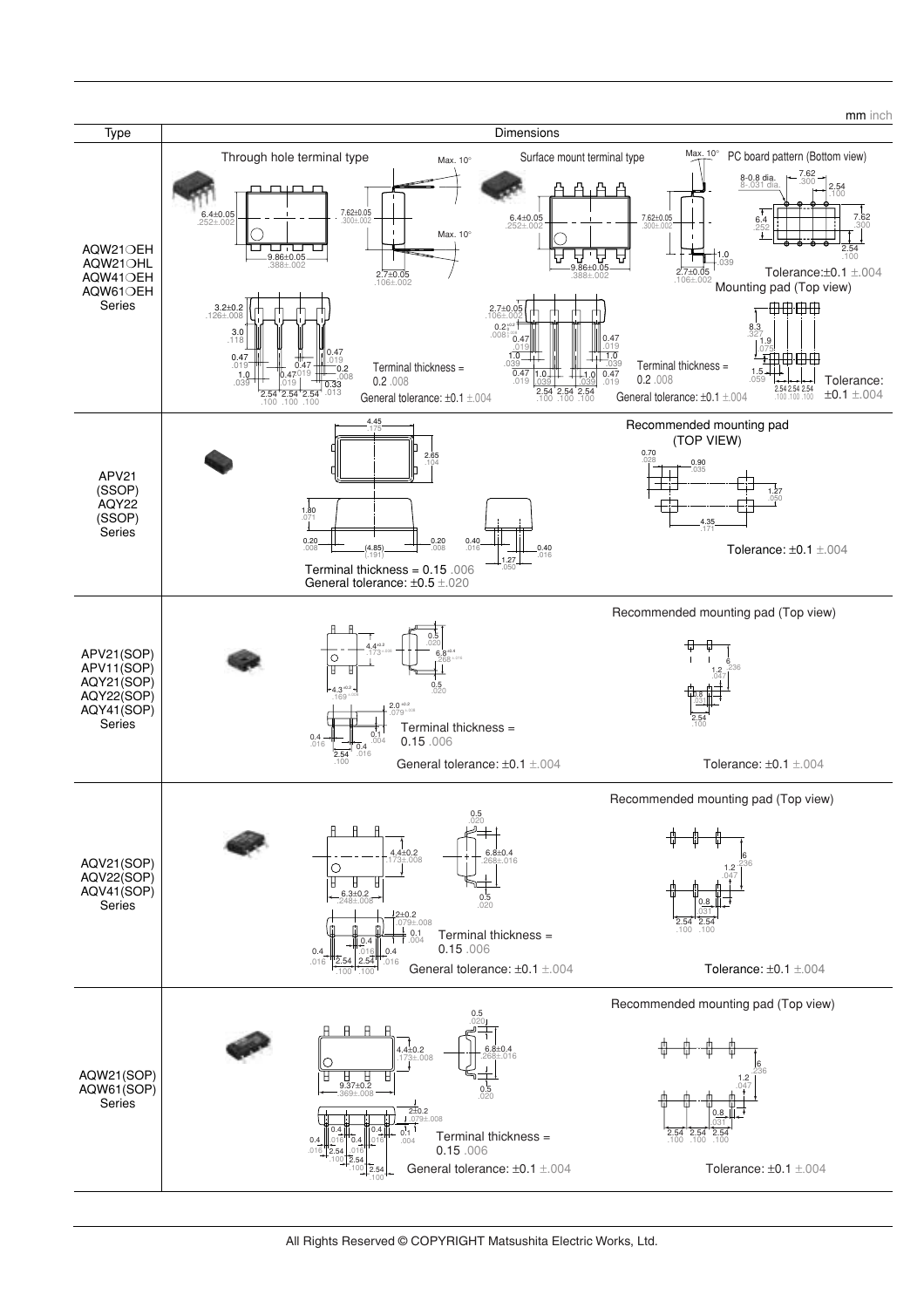mm inch

| Type | Dimensions |
|---|---|
| AQW21○EH<br>AQW21○HL<br>AQW41○EH<br>AQW61○EH<br>Series | Through hole terminal type<br>Terminal thickness = 0.2 .008<br>General tolerance: ±0.1 ±.004<br><br>Surface mount terminal type<br>Terminal thickness = 0.2 .008<br>General tolerance: ±0.1 ±.004<br><br>PC board pattern (Bottom view)<br>8-0.8 dia. 8-.031 dia.<br>Tolerance:±0.1 ±.004<br><br>Mounting pad (Top view)<br>Tolerance: ±0.1 ±.004 |
| APV21<br>(SSOP)<br>AQY22<br>(SSOP)<br>Series | Terminal thickness = 0.15 .006<br>General tolerance: ±0.5 ±.020<br><br>Recommended mounting pad (TOP VIEW)<br>Tolerance: ±0.1 ±.004 |
| APV21(SOP)<br>APV11(SOP)<br>AQY21(SOP)<br>AQY22(SOP)<br>AQY41(SOP)<br>Series | Terminal thickness = 0.15 .006<br>General tolerance: ±0.1 ±.004<br><br>Recommended mounting pad (Top view)<br>Tolerance: ±0.1 ±.004 |
| AQV21(SOP)<br>AQV22(SOP)<br>AQV41(SOP)<br>Series | Terminal thickness = 0.15 .006<br>General tolerance: ±0.1 ±.004<br><br>Recommended mounting pad (Top view)<br>Tolerance: ±0.1 ±.004 |
| AQW21(SOP)<br>AQW61(SOP)<br>Series | Terminal thickness = 0.15 .006<br>General tolerance: ±0.1 ±.004<br><br>Recommended mounting pad (Top view)<br>Tolerance: ±0.1 ±.004 |

All Rights Reserved © COPYRIGHT Matsushita Electric Works, Ltd.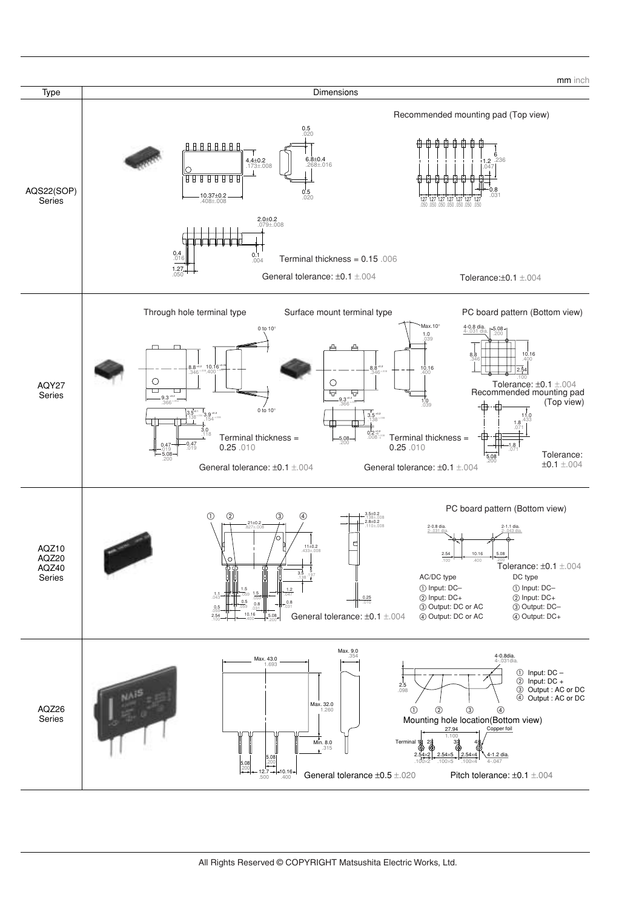mm inch

| Type | Dimensions |
|---|---|
| AQS22(SOP) Series | Recommended mounting pad (Top view)<br>4.4±0.2 .173±.008<br>6.8±0.4 .268±.016<br>0.5 .020<br>0.5 .020<br>10.37±0.2 .408±.008<br>6 .236<br>1.2 .047<br>0.8 .031<br>1.27 1.27 1.27 1.27 1.27 1.27 1.27 .050 .050 .050 .050 .050 .050 .050<br>2.0±0.2 .079±.008<br>0.4 .016<br>1.27 .050<br>0.1 .004<br>Terminal thickness = 0.15 .006<br>General tolerance: ±0.1 ±.004<br>Tolerance:±0.1 ±.004 |
| AQY27 Series | Through hole terminal type<br>Surface mount terminal type<br>PC board pattern (Bottom view)<br>0 to 10°<br>8.8 .346<br>10.16 .400<br>9.3 .366<br>3.5 .138<br>3.9 .154<br>3.0 .118<br>0.47 .019<br>0.47 .019<br>5.08 .200<br>0 to 10°<br>Terminal thickness = 0.25 .010<br>General tolerance: ±0.1 ±.004<br>Max.10°<br>1.0 .039<br>8.8 .346<br>10.16 .400<br>9.3 .366<br>1.0 .039<br>3.5 .138<br>5.08 .200<br>0.2 .008<br>Terminal thickness = 0.25 .010<br>General tolerance: ±0.1 ±.004<br>4-0.8 dia. 4-.031 dia.<br>5.08 .200<br>8.8 .346<br>10.16 .400<br>2.54 .100<br>Tolerance: ±0.1 ±.004<br>Recommended mounting pad (Top view)<br>11.0 .433<br>1.8 .071<br>1.8 .071<br>5.08 .200<br>Tolerance: ±0.1 ±.004 |
| AQZ10 AQZ20 AQZ40 Series | ① ② ③ ④<br>21±0.2 .827±.008<br>11±0.2 .433±.008<br>3.5 .138<br>5 .197<br>1.1 .043<br>1.5 .059<br>1.5 .059<br>1.2 .047<br>0.5 .020<br>0.8 .031<br>0.8 .031<br>0.5 .020<br>2.54 .100<br>10.16 .400<br>5.08 .200<br>3.5±0.2 .138±.008<br>2.8±0.2 .110±.008<br>0.25 .010<br>General tolerance: ±0.1 ±.004<br>PC board pattern (Bottom view)<br>2-0.8 dia. 2-.031 dia.<br>2-1.1 dia. 2-.043 dia.<br>2.54 .100<br>10.16 .400<br>5.08 .200<br>Tolerance: ±0.1 ±.004<br>AC/DC type: ① Input: DC– ② Input: DC+ ③ Output: DC or AC ④ Output: DC or AC<br>DC type: ① Input: DC– ② Input: DC+ ③ Output: DC– ④ Output: DC+ |
| AQZ26 Series | Max. 43.0 1.693<br>Max. 9.0 .354<br>Max. 32.0 1.260<br>Min. 8.0 .315<br>5.08 .200<br>5.08 .200<br>12.7 .500<br>10.16 .400<br>General tolerance ±0.5 ±.020<br>4-0.8dia. 4-.031dia.<br>2.5 .098<br>① Input: DC –<br>② Input: DC +<br>③ Output : AC or DC<br>④ Output : AC or DC<br>① ② ③ ④<br>Mounting hole location(Bottom view)<br>27.94 1.100<br>Copper foil<br>Terminal 1 2 3 4<br>2.54×2 .100×2<br>2.54×5 .100×5<br>2.54×4 .100×4<br>4-1.2 dia. 4-.047<br>Pitch tolerance: ±0.1 ±.004 |

All Rights Reserved © COPYRIGHT Matsushita Electric Works, Ltd.